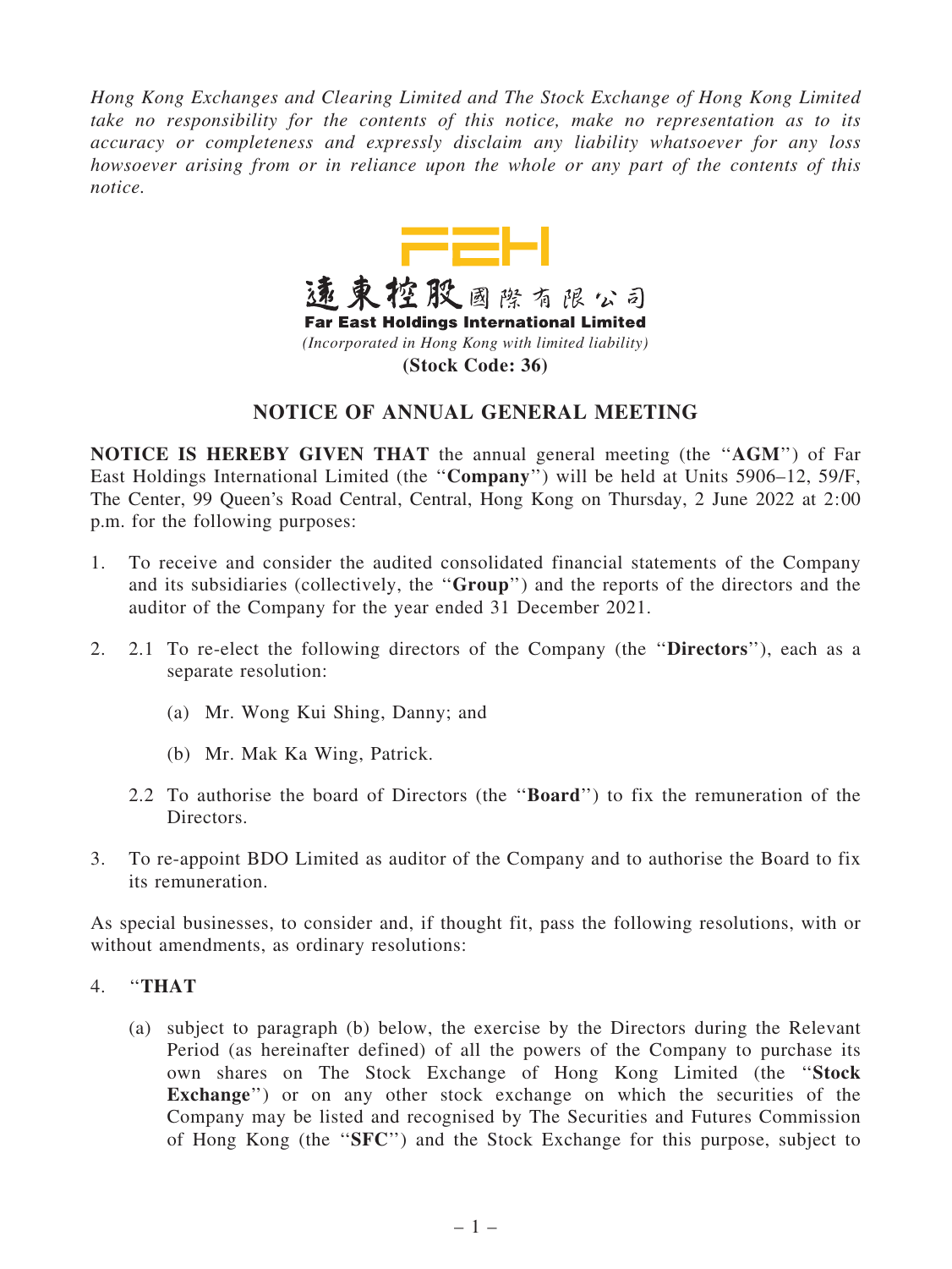*Hong Kong Exchanges and Clearing Limited and The Stock Exchange of Hong Kong Limited take no responsibility for the contents of this notice, make no representation as to its accuracy or completeness and expressly disclaim any liability whatsoever for any loss howsoever arising from or in reliance upon the whole or any part of the contents of this notice.*

FEH

遠東控股國際有限公司

**Far East Holdings International Limited**

*(Incorporated in Hong Kong with limited liability)*

**(Stock Code: 36)**

## NOTICE OF ANNUAL GENERAL MEETING

**NOTICE IS HEREBY GIVEN THAT** the annual general meeting (the "**AGM**") of Far East Holdings International Limited (the "**Company**") will be held at Units 5906–12, 59/F, The Center, 99 Queen's Road Central, Central, Hong Kong on Thursday, 2 June 2022 at 2:00 p.m. for the following purposes:

1. To receive and consider the audited consolidated financial statements of the Company and its subsidiaries (collectively, the "**Group**") and the reports of the directors and the auditor of the Company for the year ended 31 December 2021.

2. 2.1 To re-elect the following directors of the Company (the "**Directors**"), each as a separate resolution:

   (a) Mr. Wong Kui Shing, Danny; and

   (b) Mr. Mak Ka Wing, Patrick.

   2.2 To authorise the board of Directors (the "**Board**") to fix the remuneration of the Directors.

3. To re-appoint BDO Limited as auditor of the Company and to authorise the Board to fix its remuneration.

As special businesses, to consider and, if thought fit, pass the following resolutions, with or without amendments, as ordinary resolutions:

4. "**THAT**

   (a) subject to paragraph (b) below, the exercise by the Directors during the Relevant Period (as hereinafter defined) of all the powers of the Company to purchase its own shares on The Stock Exchange of Hong Kong Limited (the "**Stock Exchange**") or on any other stock exchange on which the securities of the Company may be listed and recognised by The Securities and Futures Commission of Hong Kong (the "**SFC**") and the Stock Exchange for this purpose, subject to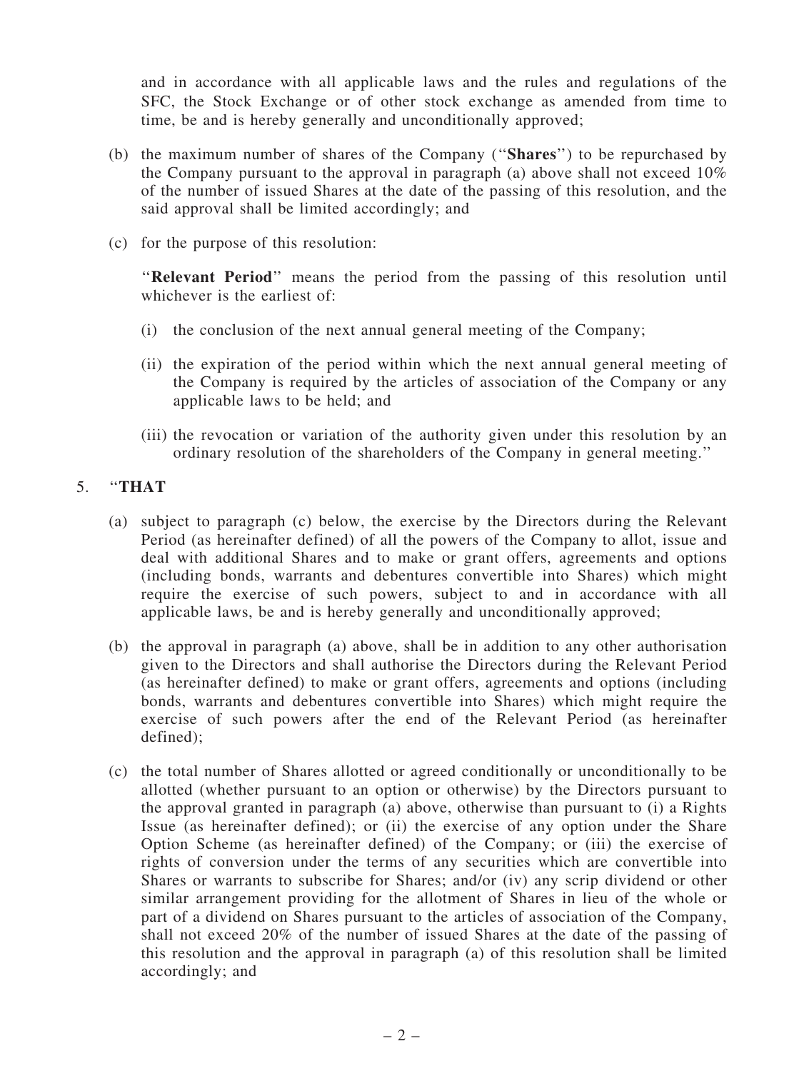and in accordance with all applicable laws and the rules and regulations of the SFC, the Stock Exchange or of other stock exchange as amended from time to time, be and is hereby generally and unconditionally approved;

(b) the maximum number of shares of the Company ("**Shares**") to be repurchased by the Company pursuant to the approval in paragraph (a) above shall not exceed 10% of the number of issued Shares at the date of the passing of this resolution, and the said approval shall be limited accordingly; and

(c) for the purpose of this resolution:

"**Relevant Period**" means the period from the passing of this resolution until whichever is the earliest of:

(i) the conclusion of the next annual general meeting of the Company;

(ii) the expiration of the period within which the next annual general meeting of the Company is required by the articles of association of the Company or any applicable laws to be held; and

(iii) the revocation or variation of the authority given under this resolution by an ordinary resolution of the shareholders of the Company in general meeting."

5. "**THAT**

(a) subject to paragraph (c) below, the exercise by the Directors during the Relevant Period (as hereinafter defined) of all the powers of the Company to allot, issue and deal with additional Shares and to make or grant offers, agreements and options (including bonds, warrants and debentures convertible into Shares) which might require the exercise of such powers, subject to and in accordance with all applicable laws, be and is hereby generally and unconditionally approved;

(b) the approval in paragraph (a) above, shall be in addition to any other authorisation given to the Directors and shall authorise the Directors during the Relevant Period (as hereinafter defined) to make or grant offers, agreements and options (including bonds, warrants and debentures convertible into Shares) which might require the exercise of such powers after the end of the Relevant Period (as hereinafter defined);

(c) the total number of Shares allotted or agreed conditionally or unconditionally to be allotted (whether pursuant to an option or otherwise) by the Directors pursuant to the approval granted in paragraph (a) above, otherwise than pursuant to (i) a Rights Issue (as hereinafter defined); or (ii) the exercise of any option under the Share Option Scheme (as hereinafter defined) of the Company; or (iii) the exercise of rights of conversion under the terms of any securities which are convertible into Shares or warrants to subscribe for Shares; and/or (iv) any scrip dividend or other similar arrangement providing for the allotment of Shares in lieu of the whole or part of a dividend on Shares pursuant to the articles of association of the Company, shall not exceed 20% of the number of issued Shares at the date of the passing of this resolution and the approval in paragraph (a) of this resolution shall be limited accordingly; and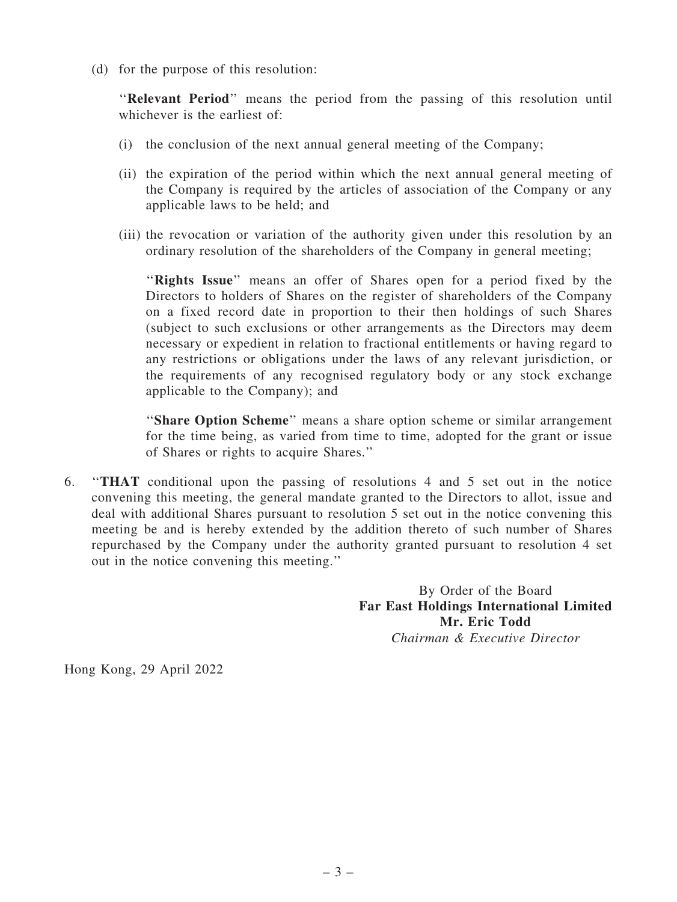(d) for the purpose of this resolution:

"**Relevant Period**" means the period from the passing of this resolution until whichever is the earliest of:

(i) the conclusion of the next annual general meeting of the Company;

(ii) the expiration of the period within which the next annual general meeting of the Company is required by the articles of association of the Company or any applicable laws to be held; and

(iii) the revocation or variation of the authority given under this resolution by an ordinary resolution of the shareholders of the Company in general meeting;

"**Rights Issue**" means an offer of Shares open for a period fixed by the Directors to holders of Shares on the register of shareholders of the Company on a fixed record date in proportion to their then holdings of such Shares (subject to such exclusions or other arrangements as the Directors may deem necessary or expedient in relation to fractional entitlements or having regard to any restrictions or obligations under the laws of any relevant jurisdiction, or the requirements of any recognised regulatory body or any stock exchange applicable to the Company); and

"**Share Option Scheme**" means a share option scheme or similar arrangement for the time being, as varied from time to time, adopted for the grant or issue of Shares or rights to acquire Shares."

6. "**THAT** conditional upon the passing of resolutions 4 and 5 set out in the notice convening this meeting, the general mandate granted to the Directors to allot, issue and deal with additional Shares pursuant to resolution 5 set out in the notice convening this meeting be and is hereby extended by the addition thereto of such number of Shares repurchased by the Company under the authority granted pursuant to resolution 4 set out in the notice convening this meeting."

By Order of the Board
**Far East Holdings International Limited**
**Mr. Eric Todd**
*Chairman & Executive Director*

Hong Kong, 29 April 2022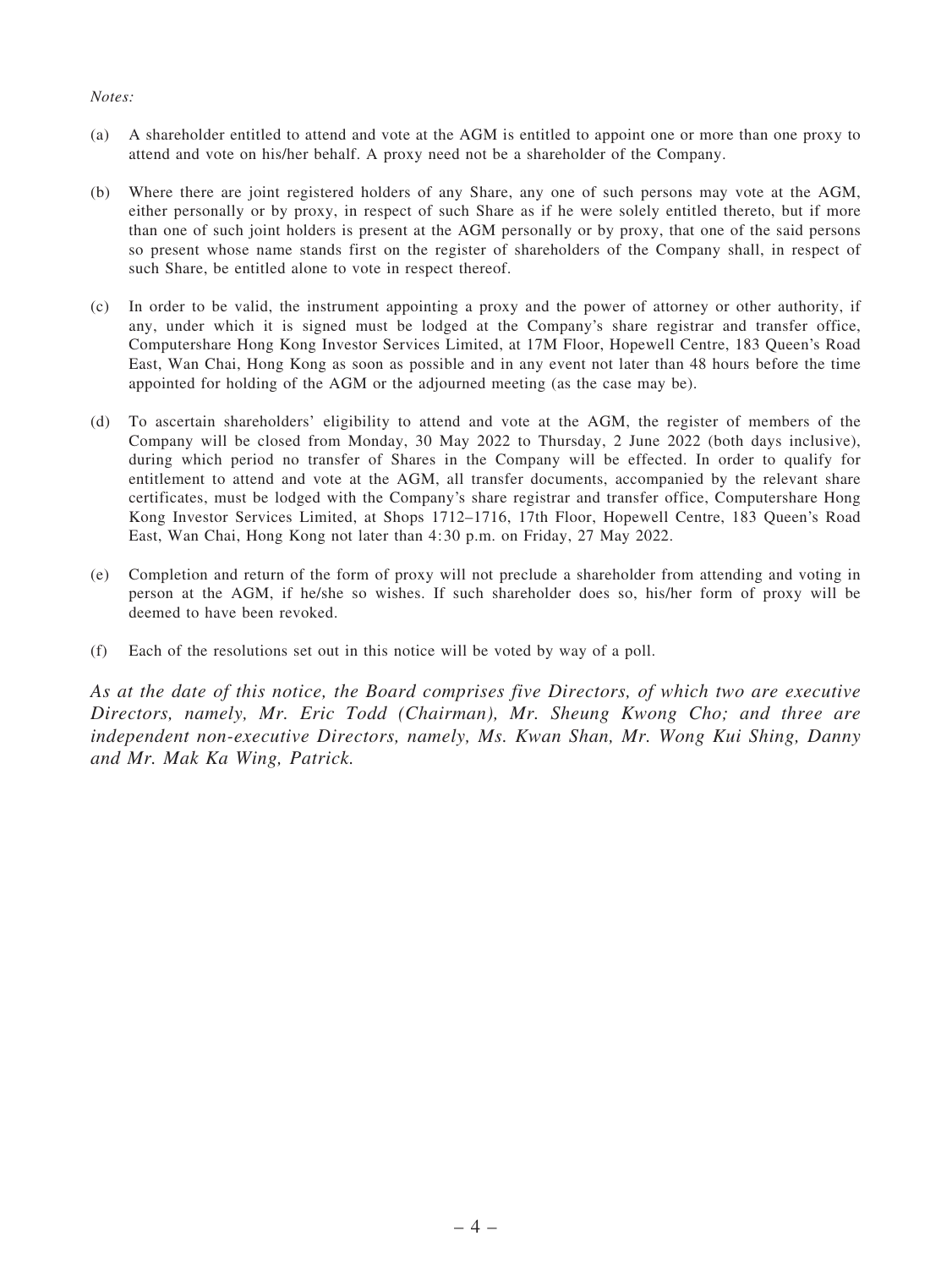*Notes:*

(a) A shareholder entitled to attend and vote at the AGM is entitled to appoint one or more than one proxy to attend and vote on his/her behalf. A proxy need not be a shareholder of the Company.

(b) Where there are joint registered holders of any Share, any one of such persons may vote at the AGM, either personally or by proxy, in respect of such Share as if he were solely entitled thereto, but if more than one of such joint holders is present at the AGM personally or by proxy, that one of the said persons so present whose name stands first on the register of shareholders of the Company shall, in respect of such Share, be entitled alone to vote in respect thereof.

(c) In order to be valid, the instrument appointing a proxy and the power of attorney or other authority, if any, under which it is signed must be lodged at the Company's share registrar and transfer office, Computershare Hong Kong Investor Services Limited, at 17M Floor, Hopewell Centre, 183 Queen's Road East, Wan Chai, Hong Kong as soon as possible and in any event not later than 48 hours before the time appointed for holding of the AGM or the adjourned meeting (as the case may be).

(d) To ascertain shareholders' eligibility to attend and vote at the AGM, the register of members of the Company will be closed from Monday, 30 May 2022 to Thursday, 2 June 2022 (both days inclusive), during which period no transfer of Shares in the Company will be effected. In order to qualify for entitlement to attend and vote at the AGM, all transfer documents, accompanied by the relevant share certificates, must be lodged with the Company's share registrar and transfer office, Computershare Hong Kong Investor Services Limited, at Shops 1712–1716, 17th Floor, Hopewell Centre, 183 Queen's Road East, Wan Chai, Hong Kong not later than 4:30 p.m. on Friday, 27 May 2022.

(e) Completion and return of the form of proxy will not preclude a shareholder from attending and voting in person at the AGM, if he/she so wishes. If such shareholder does so, his/her form of proxy will be deemed to have been revoked.

(f) Each of the resolutions set out in this notice will be voted by way of a poll.

*As at the date of this notice, the Board comprises five Directors, of which two are executive Directors, namely, Mr. Eric Todd (Chairman), Mr. Sheung Kwong Cho; and three are independent non-executive Directors, namely, Ms. Kwan Shan, Mr. Wong Kui Shing, Danny and Mr. Mak Ka Wing, Patrick.*